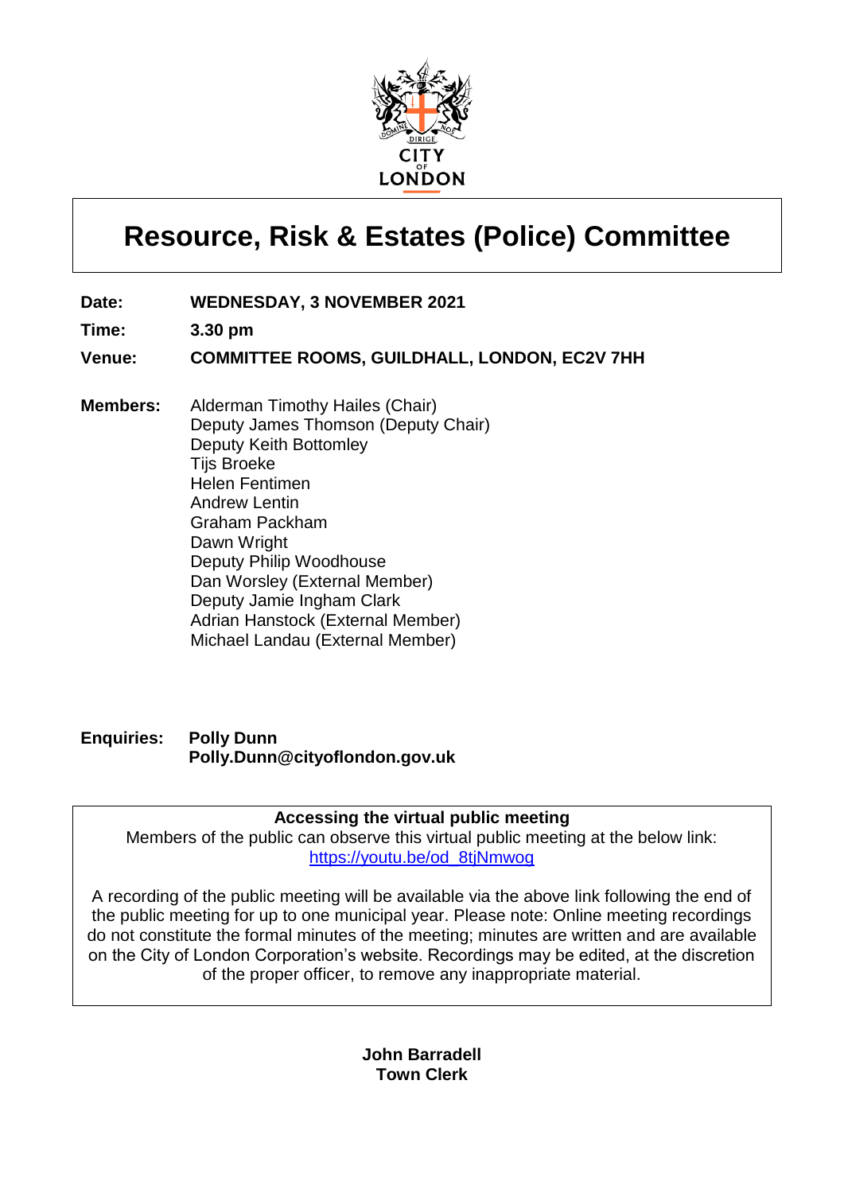# Resource, Risk & Estates (Police) Committee

**Date:** **WEDNESDAY, 3 NOVEMBER 2021**

**Time:** **3.30 pm**

**Venue:** **COMMITTEE ROOMS, GUILDHALL, LONDON, EC2V 7HH**

**Members:**
Alderman Timothy Hailes (Chair)
Deputy James Thomson (Deputy Chair)
Deputy Keith Bottomley
Tijs Broeke
Helen Fentimen
Andrew Lentin
Graham Packham
Dawn Wright
Deputy Philip Woodhouse
Dan Worsley (External Member)
Deputy Jamie Ingham Clark
Adrian Hanstock (External Member)
Michael Landau (External Member)

**Enquiries:** **Polly Dunn**
**Polly.Dunn@cityoflondon.gov.uk**

**Accessing the virtual public meeting**

Members of the public can observe this virtual public meeting at the below link:
https://youtu.be/od_8tjNmwog

A recording of the public meeting will be available via the above link following the end of the public meeting for up to one municipal year. Please note: Online meeting recordings do not constitute the formal minutes of the meeting; minutes are written and are available on the City of London Corporation's website. Recordings may be edited, at the discretion of the proper officer, to remove any inappropriate material.

**John Barradell**
**Town Clerk**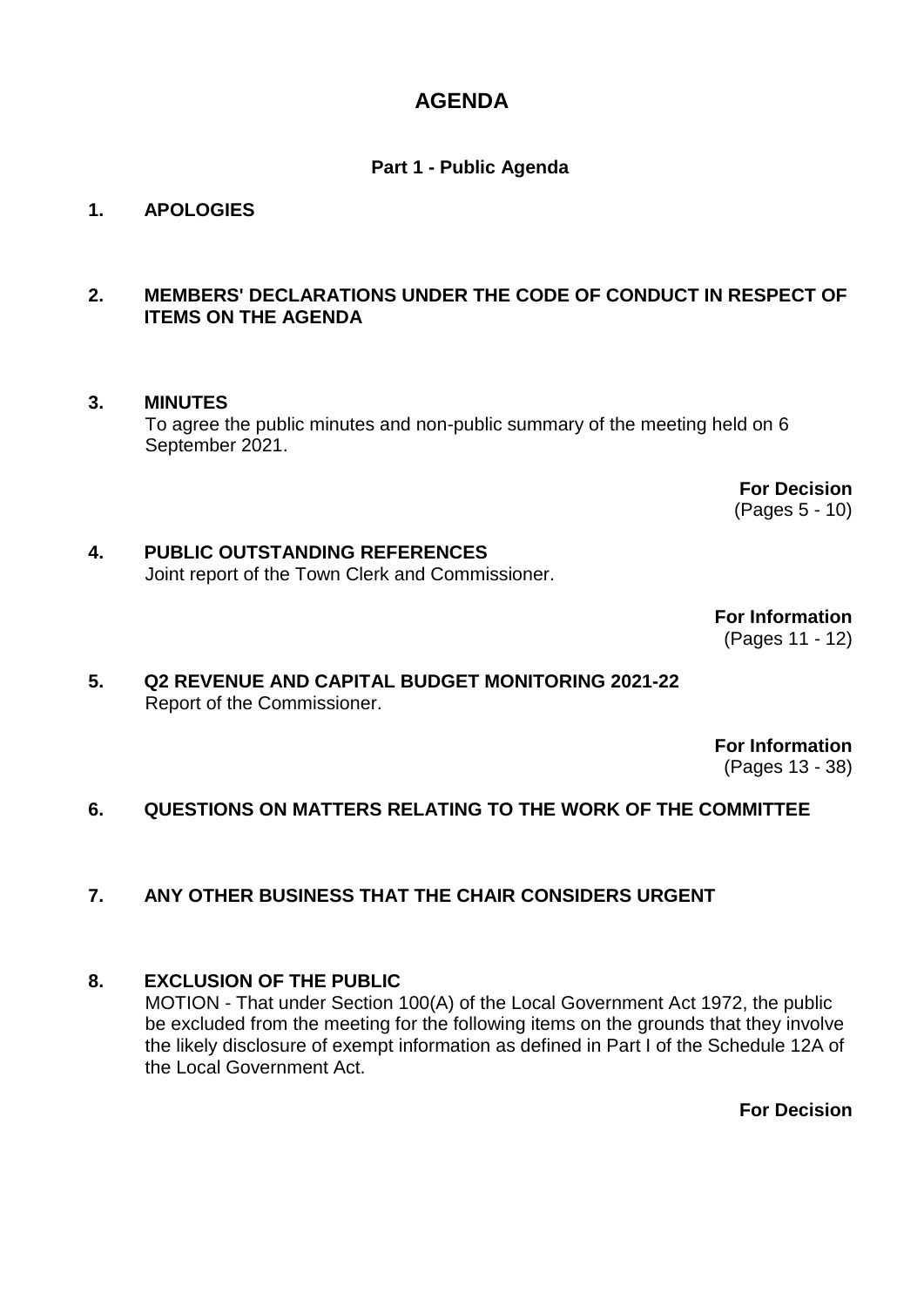# AGENDA

## Part 1 - Public Agenda

**1. APOLOGIES**

**2. MEMBERS' DECLARATIONS UNDER THE CODE OF CONDUCT IN RESPECT OF ITEMS ON THE AGENDA**

**3. MINUTES**

To agree the public minutes and non-public summary of the meeting held on 6 September 2021.

**For Decision**
(Pages 5 - 10)

**4. PUBLIC OUTSTANDING REFERENCES**

Joint report of the Town Clerk and Commissioner.

**For Information**
(Pages 11 - 12)

**5. Q2 REVENUE AND CAPITAL BUDGET MONITORING 2021-22**

Report of the Commissioner.

**For Information**
(Pages 13 - 38)

**6. QUESTIONS ON MATTERS RELATING TO THE WORK OF THE COMMITTEE**

**7. ANY OTHER BUSINESS THAT THE CHAIR CONSIDERS URGENT**

**8. EXCLUSION OF THE PUBLIC**

MOTION - That under Section 100(A) of the Local Government Act 1972, the public be excluded from the meeting for the following items on the grounds that they involve the likely disclosure of exempt information as defined in Part I of the Schedule 12A of the Local Government Act.

**For Decision**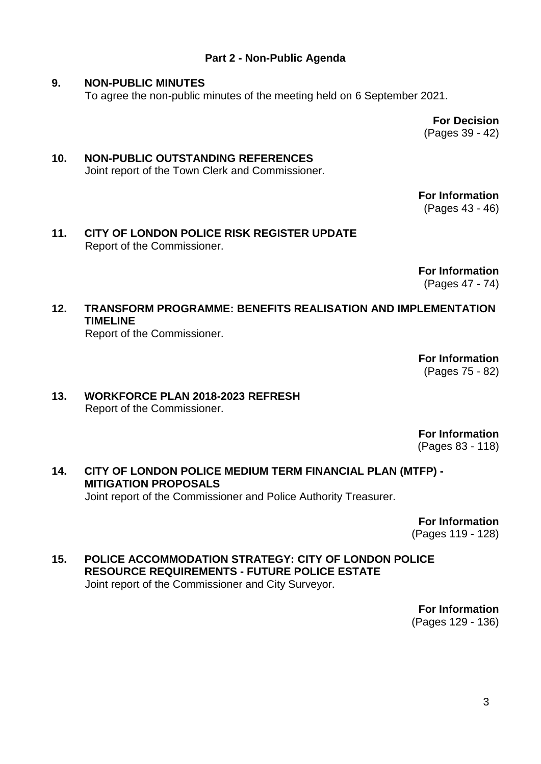## Part 2 - Non-Public Agenda

**9. NON-PUBLIC MINUTES**

To agree the non-public minutes of the meeting held on 6 September 2021.

**For Decision**
(Pages 39 - 42)

**10. NON-PUBLIC OUTSTANDING REFERENCES**

Joint report of the Town Clerk and Commissioner.

**For Information**
(Pages 43 - 46)

**11. CITY OF LONDON POLICE RISK REGISTER UPDATE**

Report of the Commissioner.

**For Information**
(Pages 47 - 74)

**12. TRANSFORM PROGRAMME: BENEFITS REALISATION AND IMPLEMENTATION TIMELINE**

Report of the Commissioner.

**For Information**
(Pages 75 - 82)

**13. WORKFORCE PLAN 2018-2023 REFRESH**

Report of the Commissioner.

**For Information**
(Pages 83 - 118)

**14. CITY OF LONDON POLICE MEDIUM TERM FINANCIAL PLAN (MTFP) - MITIGATION PROPOSALS**

Joint report of the Commissioner and Police Authority Treasurer.

**For Information**
(Pages 119 - 128)

**15. POLICE ACCOMMODATION STRATEGY: CITY OF LONDON POLICE RESOURCE REQUIREMENTS - FUTURE POLICE ESTATE**

Joint report of the Commissioner and City Surveyor.

**For Information**
(Pages 129 - 136)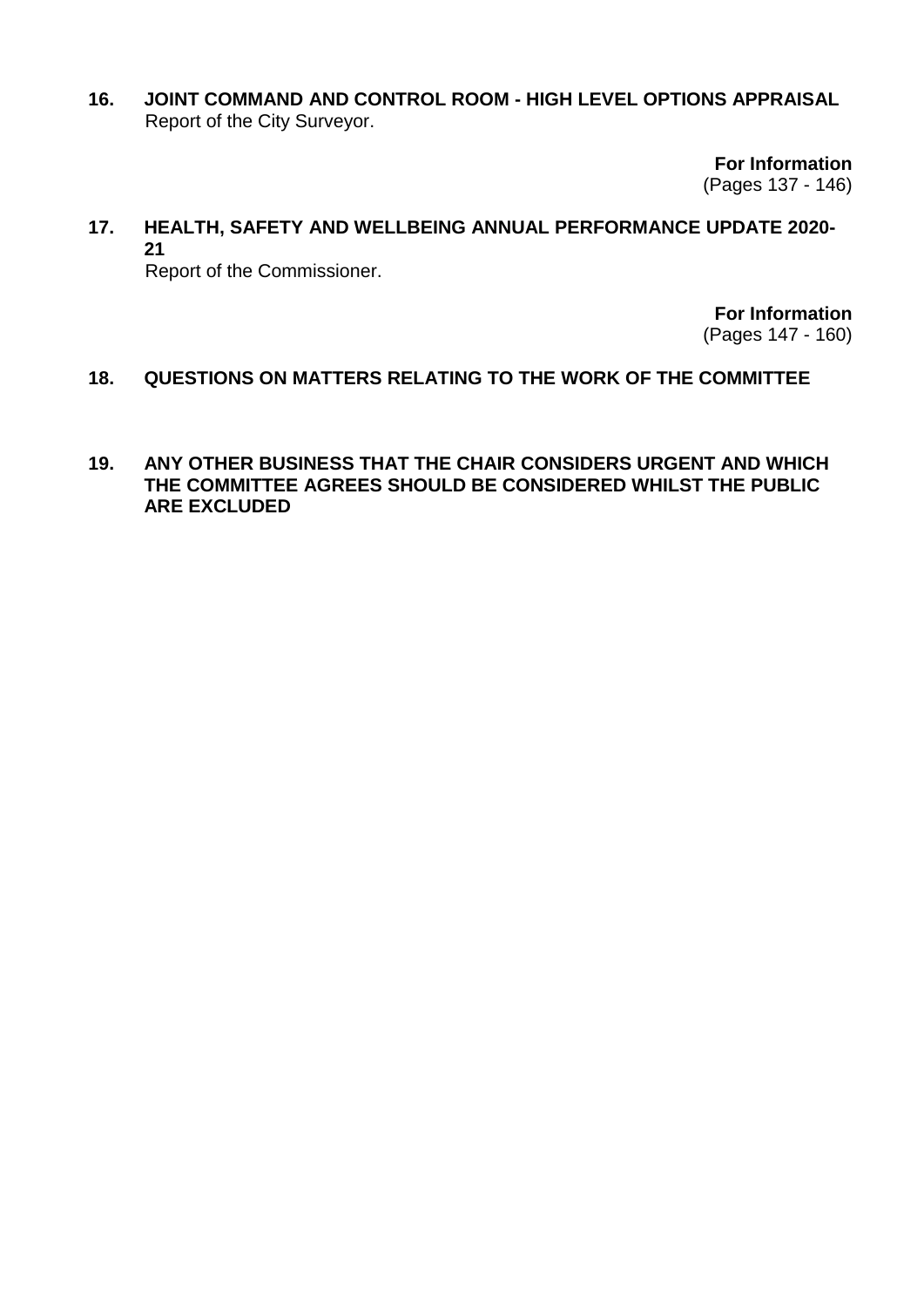**16. JOINT COMMAND AND CONTROL ROOM - HIGH LEVEL OPTIONS APPRAISAL**
Report of the City Surveyor.

**For Information**
(Pages 137 - 146)

**17. HEALTH, SAFETY AND WELLBEING ANNUAL PERFORMANCE UPDATE 2020-21**
Report of the Commissioner.

**For Information**
(Pages 147 - 160)

**18. QUESTIONS ON MATTERS RELATING TO THE WORK OF THE COMMITTEE**

**19. ANY OTHER BUSINESS THAT THE CHAIR CONSIDERS URGENT AND WHICH THE COMMITTEE AGREES SHOULD BE CONSIDERED WHILST THE PUBLIC ARE EXCLUDED**